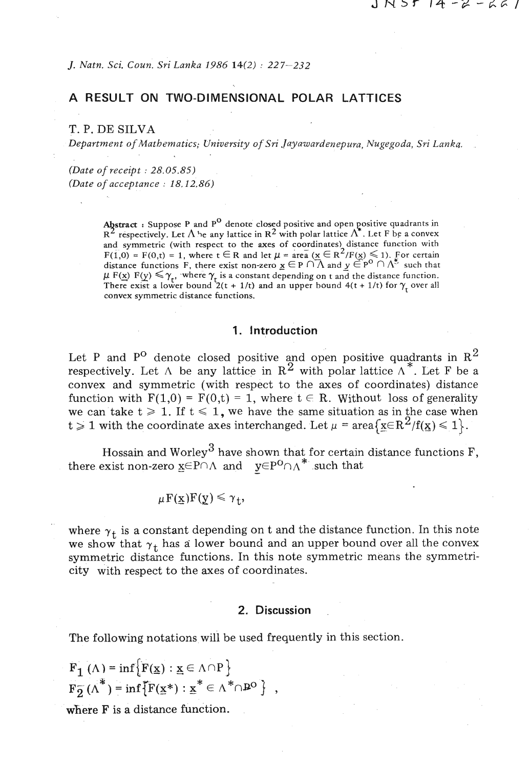# A RESULT ON TWO-DIMENSIONAL POLAR LATTICES

**T. P. DE SILVA**

*Department of Mathematics, University of Sri Jayawardenepura, Nugegoda, Sri Lanka.*

*(Date of receipt : 28.05.85)*
*(Date of acceptance : 18.12.86)*

**Abstract** : Suppose P and $P^o$ denote closed positive and open positive quadrants in $R^2$ respectively. Let $\Lambda$ be any lattice in $R^2$ with polar lattice $\Lambda^*$. Let F be a convex and symmetric (with respect to the axes of coordinates) distance function with $F(1,0) = F(0,t) = 1$, where $t \in R$ and let $\mu$ = area $(\underline{x} \in R^2/F(\underline{x}) \leqslant 1)$. For certain distance functions F, there exist non-zero $\underline{x} \in P \cap \Lambda$ and $\underline{y} \in P^o \cap \Lambda^*$ such that $\mu F(\underline{x}) F(\underline{y}) \leqslant \gamma_t$, where $\gamma_t$ is a constant depending on t and the distance function. There exist a lower bound $2(t + 1/t)$ and an upper bound $4(t + 1/t)$ for $\gamma_t$ over all convex symmetric distance functions.

## 1. Introduction

Let P and $P^o$ denote closed positive and open positive quadrants in $R^2$ respectively. Let $\Lambda$ be any lattice in $R^2$ with polar lattice $\Lambda^*$. Let F be a convex and symmetric (with respect to the axes of coordinates) distance function with $F(1,0) = F(0,t) = 1$, where $t \in R$. Without loss of generality we can take $t \geqslant 1$. If $t \leqslant 1$, we have the same situation as in the case when $t \geqslant 1$ with the coordinate axes interchanged. Let $\mu = \text{area}\{\underline{x} \in R^2/f(\underline{x}) \leqslant 1\}$.

Hossain and Worley[3] have shown that for certain distance functions F, there exist non-zero $\underline{x} \in P \cap \Lambda$ and $\underline{y} \in P^o \cap \Lambda^*$ such that

$$\mu F(\underline{x}) F(\underline{y}) \leqslant \gamma_t,$$

where $\gamma_t$ is a constant depending on t and the distance function. In this note we show that $\gamma_t$ has a lower bound and an upper bound over all the convex symmetric distance functions. In this note symmetric means the symmetricity with respect to the axes of coordinates.

## 2. Discussion

The following notations will be used frequently in this section.

$$F_1(\Lambda) = \inf\{F(\underline{x}) : \underline{x} \in \Lambda \cap P\}$$

$$F_2(\Lambda^*) = \inf\{F(\underline{x}^*) : \underline{x}^* \in \Lambda^* \cap P^o\},$$

where F is a distance function.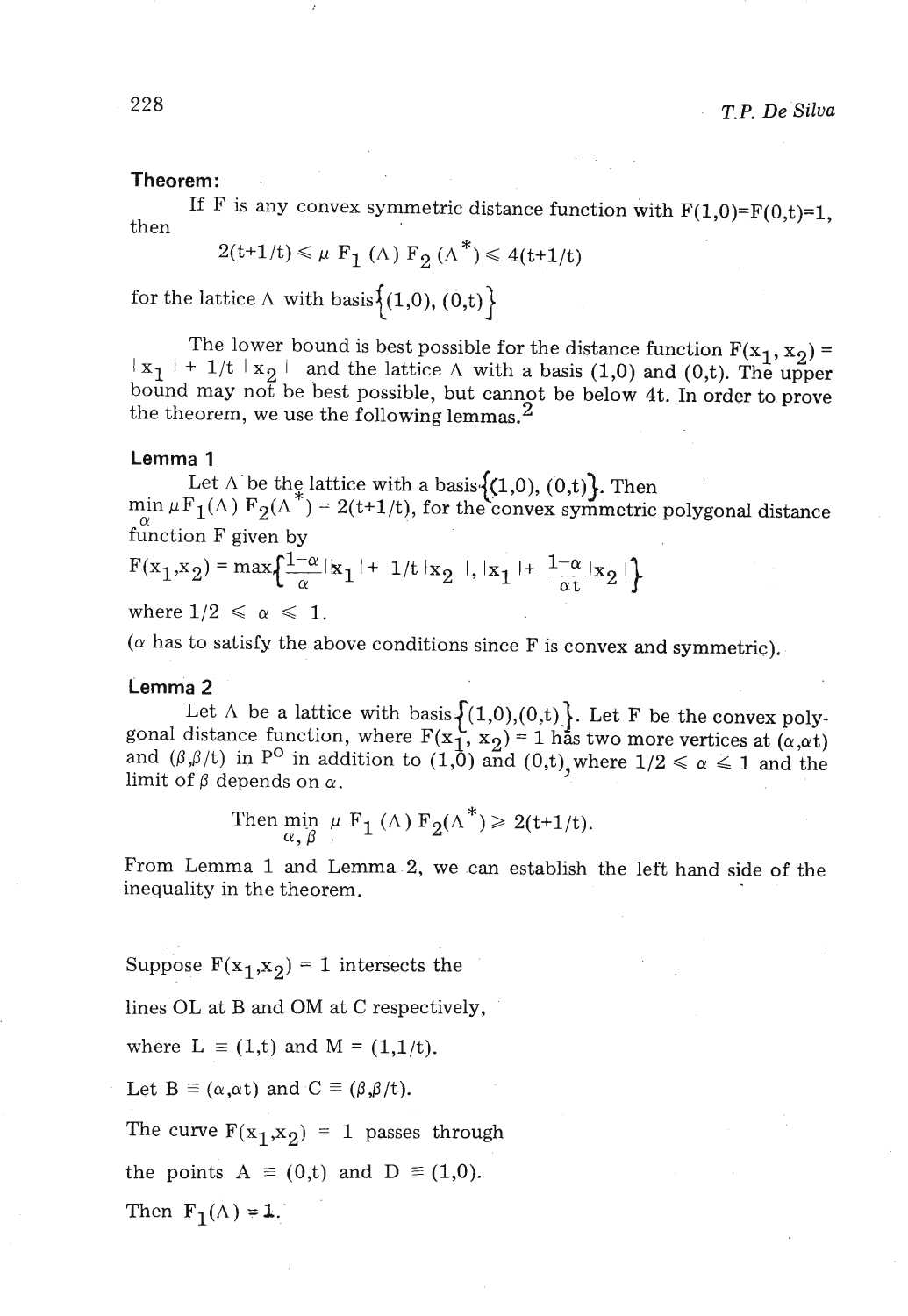**Theorem:**

If F is any convex symmetric distance function with $F(1,0)=F(0,t)=1$, then

$$2(t+1/t) \leqslant \mu\, F_1(\Lambda)\, F_2(\Lambda^*) \leqslant 4(t+1/t)$$

for the lattice $\Lambda$ with basis $\{(1,0),\ (0,t)\}$

The lower bound is best possible for the distance function $F(x_1, x_2) = |x_1| + 1/t\, |x_2|$ and the lattice $\Lambda$ with a basis (1,0) and (0,t). The upper bound may not be best possible, but cannot be below 4t. In order to prove the theorem, we use the following lemmas.[2]

**Lemma 1**

Let $\Lambda$ be the lattice with a basis $\{(1,0),\ (0,t)\}$. Then $\min\limits_{\alpha} \mu F_1(\Lambda)\, F_2(\Lambda^*) = 2(t+1/t)$, for the convex symmetric polygonal distance function F given by

$$F(x_1,x_2) = \max\left\{\frac{1-\alpha}{\alpha}|x_1| + 1/t\,|x_2|,\ |x_1| + \frac{1-\alpha}{\alpha t}|x_2|\right\}$$

where $1/2 \leqslant \alpha \leqslant 1$.

($\alpha$ has to satisfy the above conditions since F is convex and symmetric).

**Lemma 2**

Let $\Lambda$ be a lattice with basis $\{(1,0),(0,t)\}$. Let F be the convex polygonal distance function, where $F(x_1, x_2) = 1$ has two more vertices at $(\alpha,\alpha t)$ and $(\beta,\beta/t)$ in $P^o$ in addition to (1,0) and (0,t), where $1/2 \leqslant \alpha \leqslant 1$ and the limit of $\beta$ depends on $\alpha$.

$$\text{Then } \min_{\alpha,\beta}\ \mu\, F_1(\Lambda)\, F_2(\Lambda^*) \geqslant 2(t+1/t).$$

From Lemma 1 and Lemma 2, we can establish the left hand side of the inequality in the theorem.

Suppose $F(x_1,x_2) = 1$ intersects the lines OL at B and OM at C respectively, where $L \equiv (1,t)$ and $M = (1,1/t)$.

Let $B \equiv (\alpha,\alpha t)$ and $C \equiv (\beta,\beta/t)$.

The curve $F(x_1,x_2) = 1$ passes through the points $A \equiv (0,t)$ and $D \equiv (1,0)$.

Then $F_1(\Lambda) = 1$.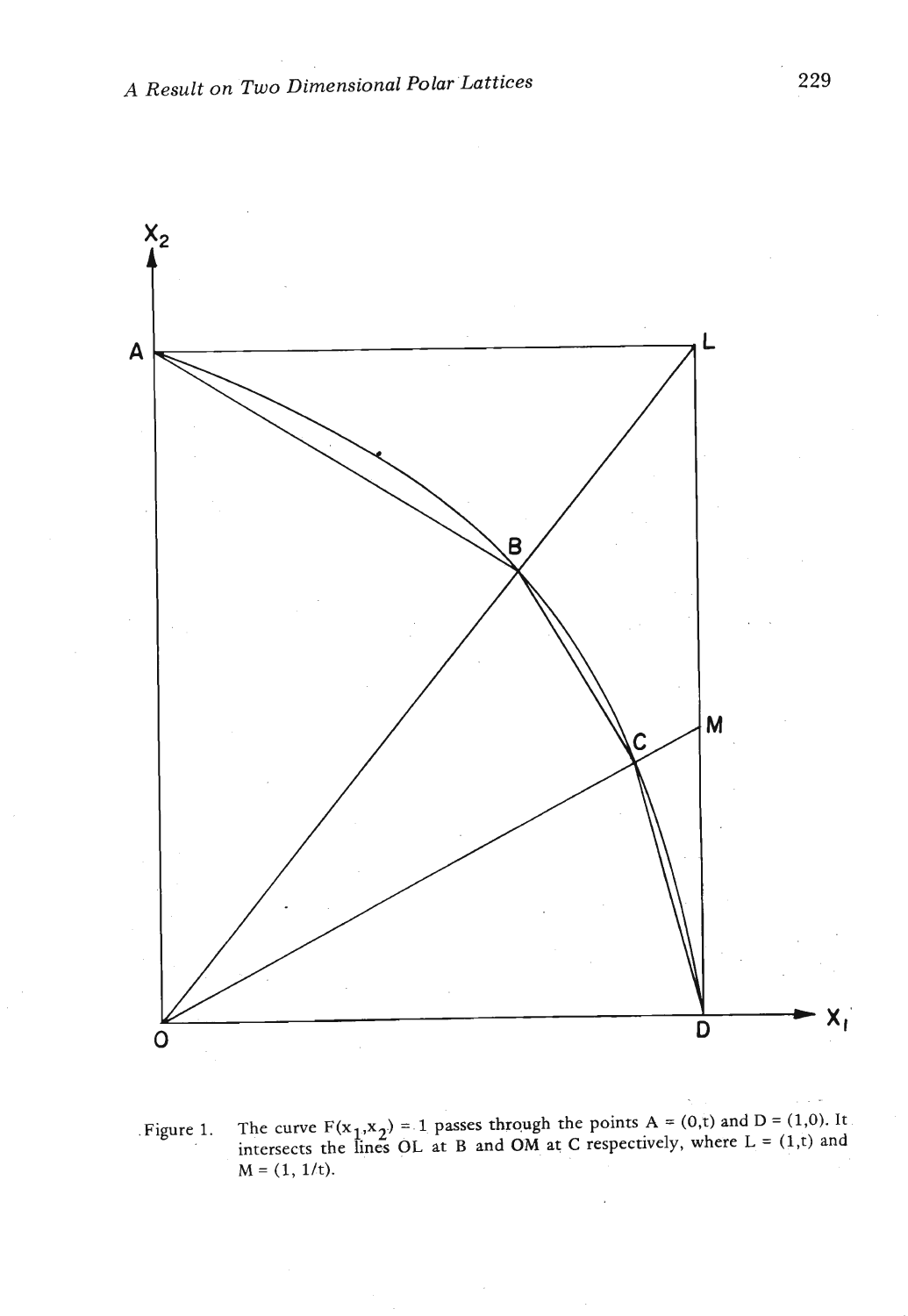Figure 1. The curve $F(x_1, x_2) = 1$ passes through the points $A = (0,t)$ and $D = (1,0)$. It intersects the lines OL at B and OM at C respectively, where $L = (1,t)$ and $M = (1, 1/t)$.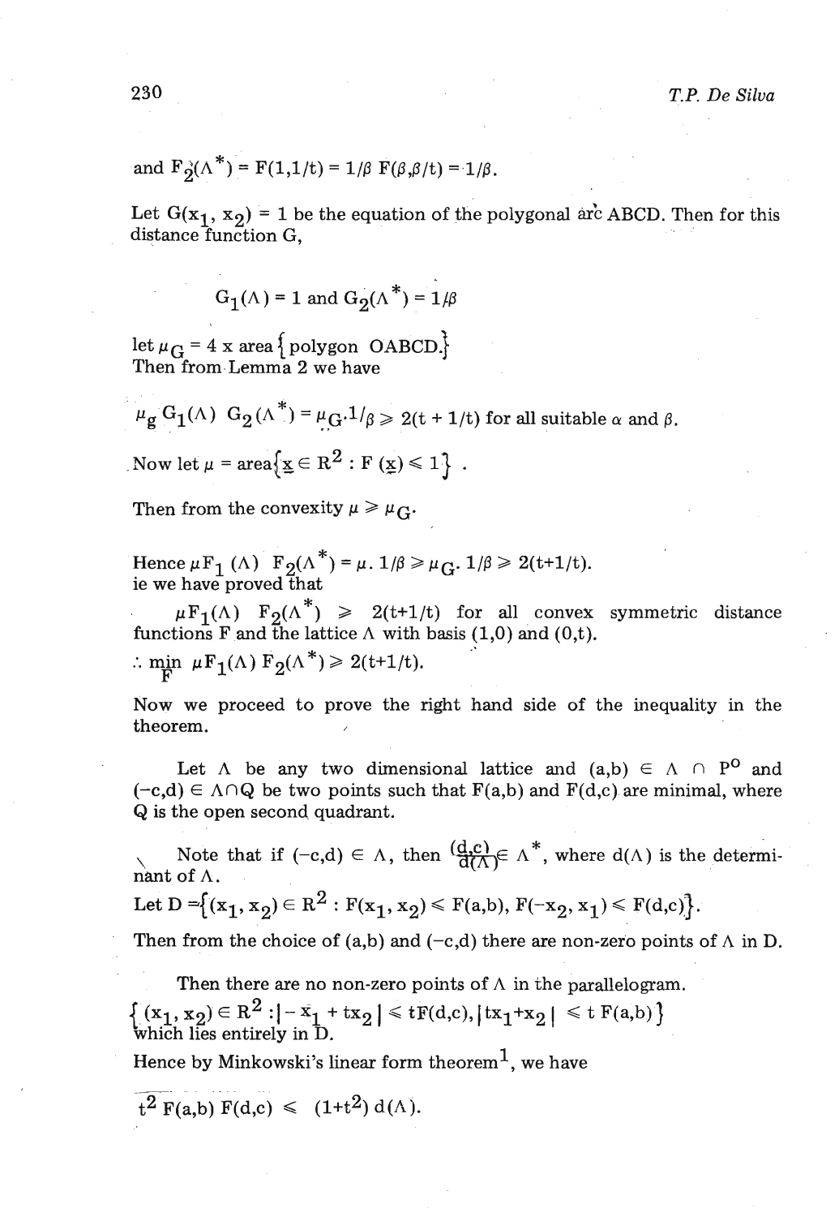and $F_2(\Lambda^*) = F(1,1/t) = 1/\beta\ F(\beta,\beta/t) = 1/\beta$.

Let $G(x_1, x_2) = 1$ be the equation of the polygonal arc ABCD. Then for this distance function G,

$$G_1(\Lambda) = 1 \text{ and } G_2(\Lambda^*) = 1/\beta$$

let $\mu_G = 4 \times \text{area}\{\text{polygon OABCD}\}$
Then from Lemma 2 we have

$$\mu_g\ G_1(\Lambda)\ G_2(\Lambda^*) = \mu_G . 1/\beta \geqslant 2(t + 1/t) \text{ for all suitable } \alpha \text{ and } \beta.$$

Now let $\mu = \text{area}\{\underline{x} \in R^2 : F(\underline{x}) \leqslant 1\}$.

Then from the convexity $\mu \geqslant \mu_G$.

Hence $\mu F_1(\Lambda)\ F_2(\Lambda^*) = \mu . 1/\beta \geqslant \mu_G . 1/\beta \geqslant 2(t+1/t)$.
ie we have proved that

$\mu F_1(\Lambda)\ F_2(\Lambda^*) \geqslant 2(t+1/t)$ for all convex symmetric distance functions F and the lattice $\Lambda$ with basis $(1,0)$ and $(0,t)$.

$\therefore \min\limits_F\ \mu F_1(\Lambda)\ F_2(\Lambda^*) \geqslant 2(t+1/t)$.

Now we proceed to prove the right hand side of the inequality in the theorem.

Let $\Lambda$ be any two dimensional lattice and $(a,b) \in \Lambda \cap P^o$ and $(-c,d) \in \Lambda \cap Q$ be two points such that $F(a,b)$ and $F(d,c)$ are minimal, where Q is the open second quadrant.

Note that if $(-c,d) \in \Lambda$, then $\frac{(d,c)}{d(\Lambda)} \in \Lambda^*$, where $d(\Lambda)$ is the determinant of $\Lambda$.

Let $D = \{(x_1, x_2) \in R^2 : F(x_1, x_2) \leqslant F(a,b),\ F(-x_2, x_1) \leqslant F(d,c)\}$.

Then from the choice of $(a,b)$ and $(-c,d)$ there are non-zero points of $\Lambda$ in D.

Then there are no non-zero points of $\Lambda$ in the parallelogram.
$\{(x_1, x_2) \in R^2 : |-x_1 + tx_2| \leqslant tF(d,c), |tx_1 + x_2| \leqslant t\ F(a,b)\}$
which lies entirely in D.

Hence by Minkowski's linear form theorem[1], we have

$$t^2\ F(a,b)\ F(d,c) \leqslant (1+t^2)\ d(\Lambda).$$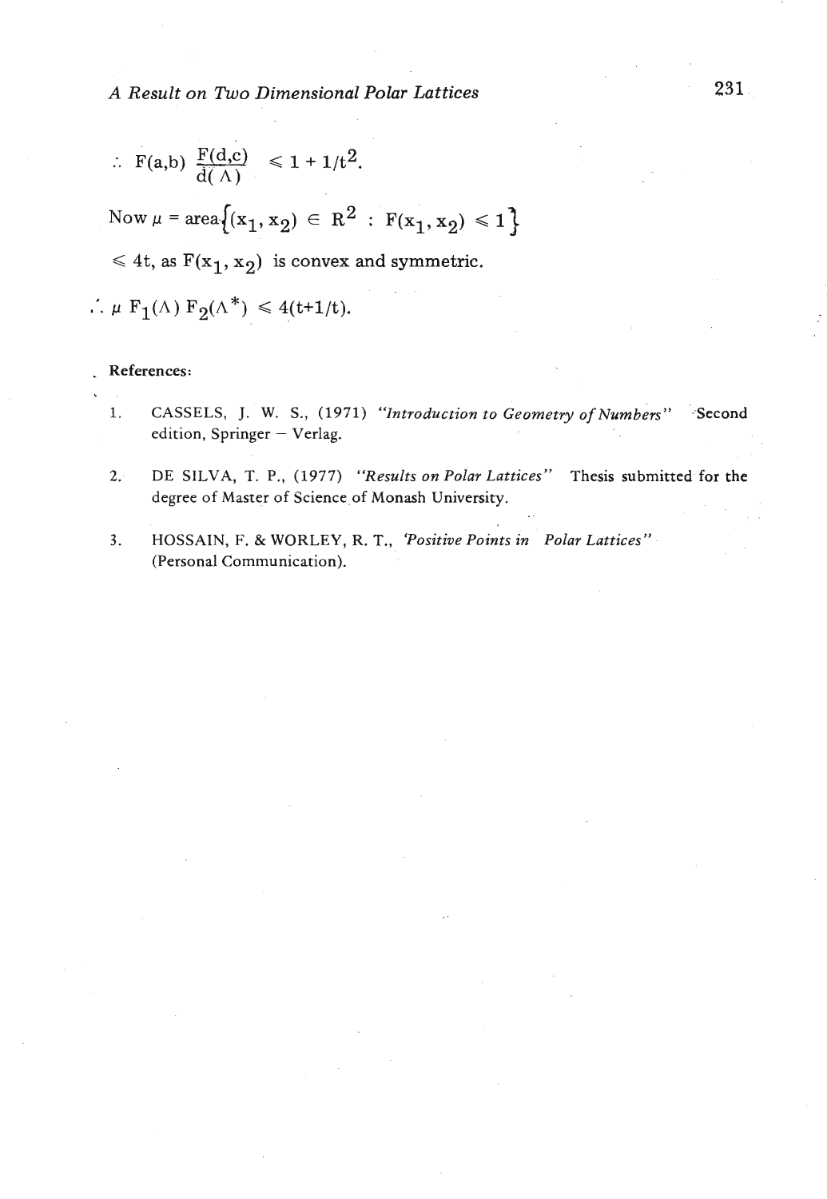$$\therefore\ F(a,b)\,\frac{F(d,c)}{d(\Lambda)} \leqslant 1 + 1/t^2.$$

Now $\mu = \text{area}\{(x_1, x_2) \in R^2 : F(x_1, x_2) \leqslant 1\}$

$\leqslant 4t$, as $F(x_1, x_2)$ is convex and symmetric.

$$\therefore\ \mu\, F_1(\Lambda)\, F_2(\Lambda^*) \leqslant 4(t+1/t).$$

**References:**

1. CASSELS, J. W. S., (1971) *"Introduction to Geometry of Numbers"* Second edition, Springer – Verlag.
2. DE SILVA, T. P., (1977) *"Results on Polar Lattices"* Thesis submitted for the degree of Master of Science of Monash University.
3. HOSSAIN, F. & WORLEY, R. T., *'Positive Points in Polar Lattices"* (Personal Communication).